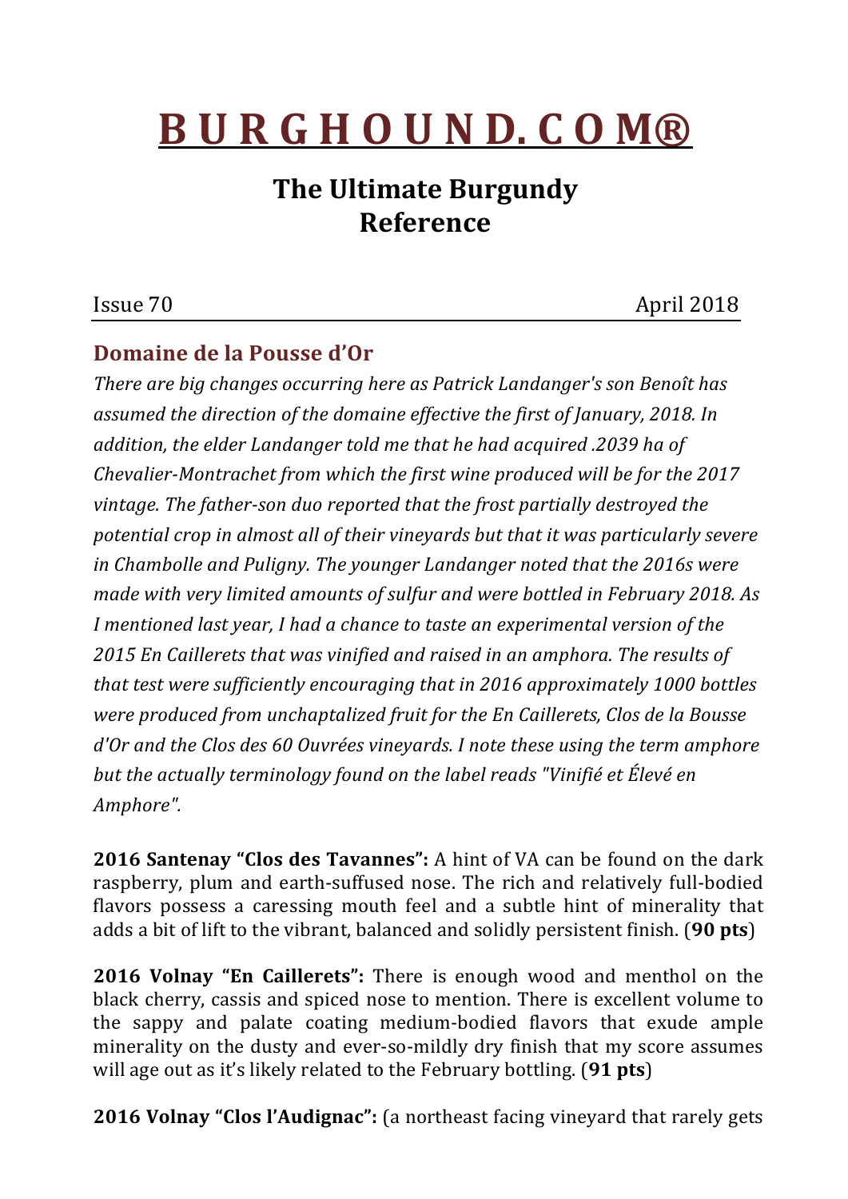# B U R G H O U N D. C O M®

## The Ultimate Burgundy Reference

Issue 70 April 2018

### Domaine de la Pousse d'Or

*There are big changes occurring here as Patrick Landanger's son Benoît has assumed the direction of the domaine effective the first of January, 2018. In addition, the elder Landanger told me that he had acquired .2039 ha of Chevalier-Montrachet from which the first wine produced will be for the 2017 vintage. The father-son duo reported that the frost partially destroyed the potential crop in almost all of their vineyards but that it was particularly severe in Chambolle and Puligny. The younger Landanger noted that the 2016s were made with very limited amounts of sulfur and were bottled in February 2018. As I mentioned last year, I had a chance to taste an experimental version of the 2015 En Caillerets that was vinified and raised in an amphora. The results of that test were sufficiently encouraging that in 2016 approximately 1000 bottles were produced from unchaptalized fruit for the En Caillerets, Clos de la Bousse d'Or and the Clos des 60 Ouvrées vineyards. I note these using the term amphore but the actually terminology found on the label reads "Vinifié et Élevé en Amphore".*

**2016 Santenay "Clos des Tavannes":** A hint of VA can be found on the dark raspberry, plum and earth-suffused nose. The rich and relatively full-bodied flavors possess a caressing mouth feel and a subtle hint of minerality that adds a bit of lift to the vibrant, balanced and solidly persistent finish. (**90 pts**)

**2016 Volnay "En Caillerets":** There is enough wood and menthol on the black cherry, cassis and spiced nose to mention. There is excellent volume to the sappy and palate coating medium-bodied flavors that exude ample minerality on the dusty and ever-so-mildly dry finish that my score assumes will age out as it's likely related to the February bottling. (**91 pts**)

**2016 Volnay "Clos l'Audignac":** (a northeast facing vineyard that rarely gets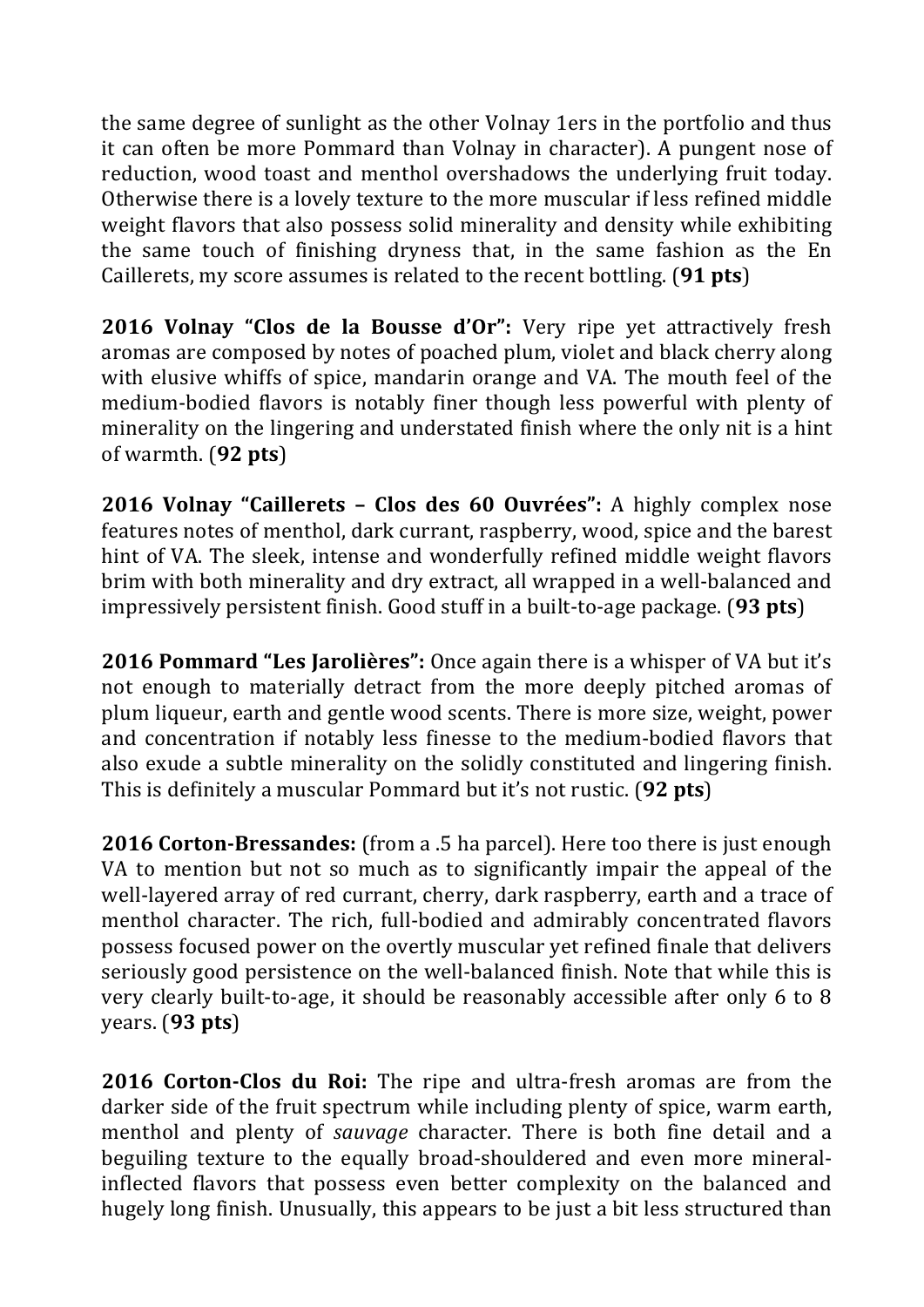the same degree of sunlight as the other Volnay 1ers in the portfolio and thus it can often be more Pommard than Volnay in character). A pungent nose of reduction, wood toast and menthol overshadows the underlying fruit today. Otherwise there is a lovely texture to the more muscular if less refined middle weight flavors that also possess solid minerality and density while exhibiting the same touch of finishing dryness that, in the same fashion as the En Caillerets, my score assumes is related to the recent bottling. (**91 pts**)

**2016 Volnay "Clos de la Bousse d'Or":** Very ripe yet attractively fresh aromas are composed by notes of poached plum, violet and black cherry along with elusive whiffs of spice, mandarin orange and VA. The mouth feel of the medium-bodied flavors is notably finer though less powerful with plenty of minerality on the lingering and understated finish where the only nit is a hint of warmth. (**92 pts**)

**2016 Volnay "Caillerets – Clos des 60 Ouvrées":** A highly complex nose features notes of menthol, dark currant, raspberry, wood, spice and the barest hint of VA. The sleek, intense and wonderfully refined middle weight flavors brim with both minerality and dry extract, all wrapped in a well-balanced and impressively persistent finish. Good stuff in a built-to-age package. (**93 pts**)

**2016 Pommard "Les Jarolières":** Once again there is a whisper of VA but it's not enough to materially detract from the more deeply pitched aromas of plum liqueur, earth and gentle wood scents. There is more size, weight, power and concentration if notably less finesse to the medium-bodied flavors that also exude a subtle minerality on the solidly constituted and lingering finish. This is definitely a muscular Pommard but it's not rustic. (**92 pts**)

**2016 Corton-Bressandes:** (from a .5 ha parcel). Here too there is just enough VA to mention but not so much as to significantly impair the appeal of the well-layered array of red currant, cherry, dark raspberry, earth and a trace of menthol character. The rich, full-bodied and admirably concentrated flavors possess focused power on the overtly muscular yet refined finale that delivers seriously good persistence on the well-balanced finish. Note that while this is very clearly built-to-age, it should be reasonably accessible after only 6 to 8 years. (**93 pts**)

**2016 Corton-Clos du Roi:** The ripe and ultra-fresh aromas are from the darker side of the fruit spectrum while including plenty of spice, warm earth, menthol and plenty of *sauvage* character. There is both fine detail and a beguiling texture to the equally broad-shouldered and even more mineral-inflected flavors that possess even better complexity on the balanced and hugely long finish. Unusually, this appears to be just a bit less structured than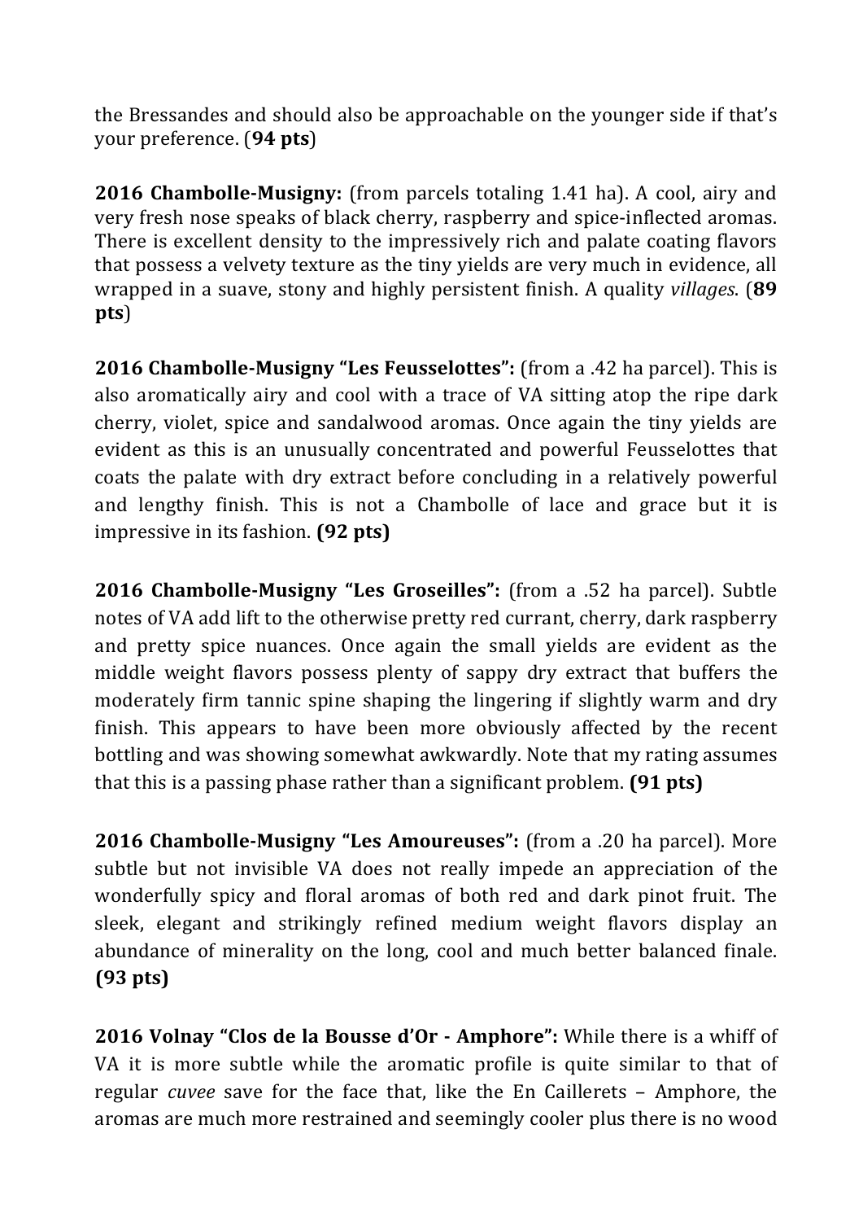the Bressandes and should also be approachable on the younger side if that's your preference. (**94 pts**)

**2016 Chambolle-Musigny:** (from parcels totaling 1.41 ha). A cool, airy and very fresh nose speaks of black cherry, raspberry and spice-inflected aromas. There is excellent density to the impressively rich and palate coating flavors that possess a velvety texture as the tiny yields are very much in evidence, all wrapped in a suave, stony and highly persistent finish. A quality *villages*. (**89 pts**)

**2016 Chambolle-Musigny "Les Feusselottes":** (from a .42 ha parcel). This is also aromatically airy and cool with a trace of VA sitting atop the ripe dark cherry, violet, spice and sandalwood aromas. Once again the tiny yields are evident as this is an unusually concentrated and powerful Feusselottes that coats the palate with dry extract before concluding in a relatively powerful and lengthy finish. This is not a Chambolle of lace and grace but it is impressive in its fashion. **(92 pts)**

**2016 Chambolle-Musigny "Les Groseilles":** (from a .52 ha parcel). Subtle notes of VA add lift to the otherwise pretty red currant, cherry, dark raspberry and pretty spice nuances. Once again the small yields are evident as the middle weight flavors possess plenty of sappy dry extract that buffers the moderately firm tannic spine shaping the lingering if slightly warm and dry finish. This appears to have been more obviously affected by the recent bottling and was showing somewhat awkwardly. Note that my rating assumes that this is a passing phase rather than a significant problem. **(91 pts)**

**2016 Chambolle-Musigny "Les Amoureuses":** (from a .20 ha parcel). More subtle but not invisible VA does not really impede an appreciation of the wonderfully spicy and floral aromas of both red and dark pinot fruit. The sleek, elegant and strikingly refined medium weight flavors display an abundance of minerality on the long, cool and much better balanced finale. **(93 pts)**

**2016 Volnay "Clos de la Bousse d'Or - Amphore":** While there is a whiff of VA it is more subtle while the aromatic profile is quite similar to that of regular *cuvee* save for the face that, like the En Caillerets – Amphore, the aromas are much more restrained and seemingly cooler plus there is no wood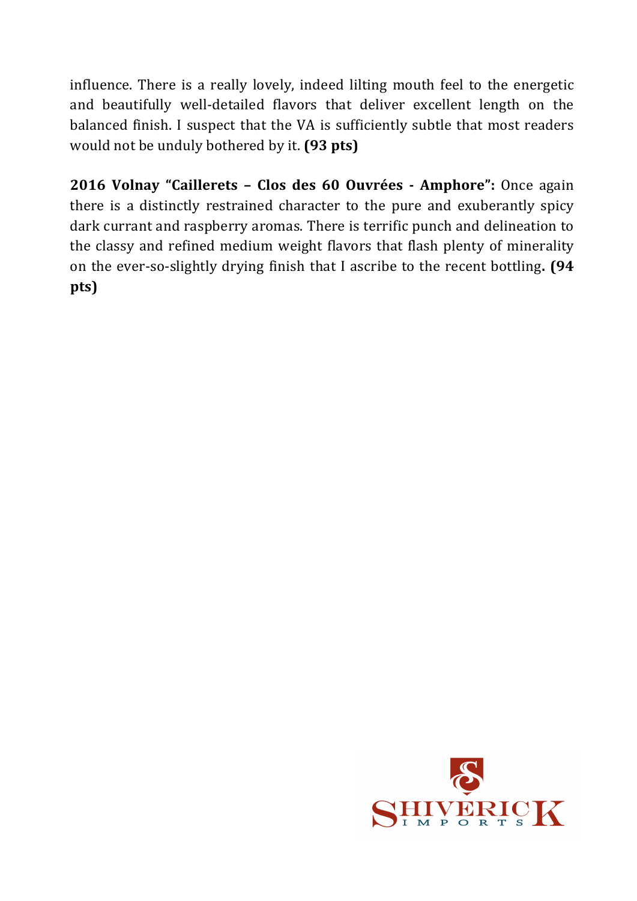influence. There is a really lovely, indeed lilting mouth feel to the energetic and beautifully well-detailed flavors that deliver excellent length on the balanced finish. I suspect that the VA is sufficiently subtle that most readers would not be unduly bothered by it. **(93 pts)**

**2016 Volnay "Caillerets – Clos des 60 Ouvrées - Amphore":** Once again there is a distinctly restrained character to the pure and exuberantly spicy dark currant and raspberry aromas. There is terrific punch and delineation to the classy and refined medium weight flavors that flash plenty of minerality on the ever-so-slightly drying finish that I ascribe to the recent bottling**. (94 pts)**